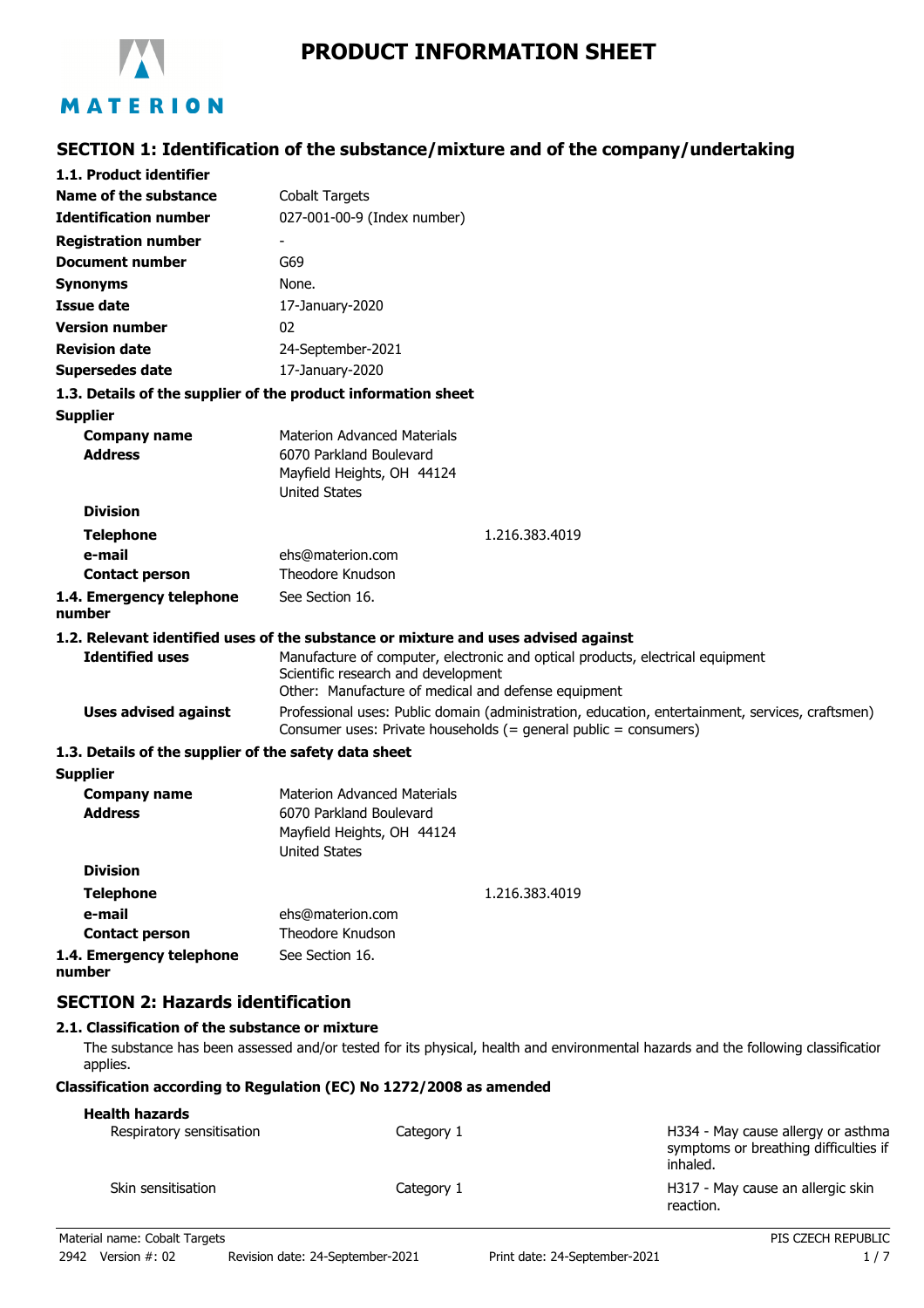MATERION

# PRODUCT INFORMATION SHEET

## SECTION 1: Identification of the substance/mixture and of the company/undertaking

### 1.1. Product identifier

| | |
|---|---|
| **Name of the substance** | Cobalt Targets |
| **Identification number** | 027-001-00-9 (Index number) |
| **Registration number** | - |
| **Document number** | G69 |
| **Synonyms** | None. |
| **Issue date** | 17-January-2020 |
| **Version number** | 02 |
| **Revision date** | 24-September-2021 |
| **Supersedes date** | 17-January-2020 |

### 1.3. Details of the supplier of the product information sheet

**Supplier**

| | |
|---|---|
| **Company name** | Materion Advanced Materials |
| **Address** | 6070 Parkland Boulevard<br>Mayfield Heights, OH 44124<br>United States |
| **Division** | |
| **Telephone** | 1.216.383.4019 |
| **e-mail** | ehs@materion.com |
| **Contact person** | Theodore Knudson |
| **1.4. Emergency telephone number** | See Section 16. |

### 1.2. Relevant identified uses of the substance or mixture and uses advised against

| | |
|---|---|
| **Identified uses** | Manufacture of computer, electronic and optical products, electrical equipment<br>Scientific research and development<br>Other: Manufacture of medical and defense equipment |
| **Uses advised against** | Professional uses: Public domain (administration, education, entertainment, services, craftsmen)<br>Consumer uses: Private households (= general public = consumers) |

### 1.3. Details of the supplier of the safety data sheet

**Supplier**

| | |
|---|---|
| **Company name** | Materion Advanced Materials |
| **Address** | 6070 Parkland Boulevard<br>Mayfield Heights, OH 44124<br>United States |
| **Division** | |
| **Telephone** | 1.216.383.4019 |
| **e-mail** | ehs@materion.com |
| **Contact person** | Theodore Knudson |
| **1.4. Emergency telephone number** | See Section 16. |

## SECTION 2: Hazards identification

### 2.1. Classification of the substance or mixture

The substance has been assessed and/or tested for its physical, health and environmental hazards and the following classification applies.

**Classification according to Regulation (EC) No 1272/2008 as amended**

**Health hazards**

| | | |
|---|---|---|
| Respiratory sensitisation | Category 1 | H334 - May cause allergy or asthma symptoms or breathing difficulties if inhaled. |
| Skin sensitisation | Category 1 | H317 - May cause an allergic skin reaction. |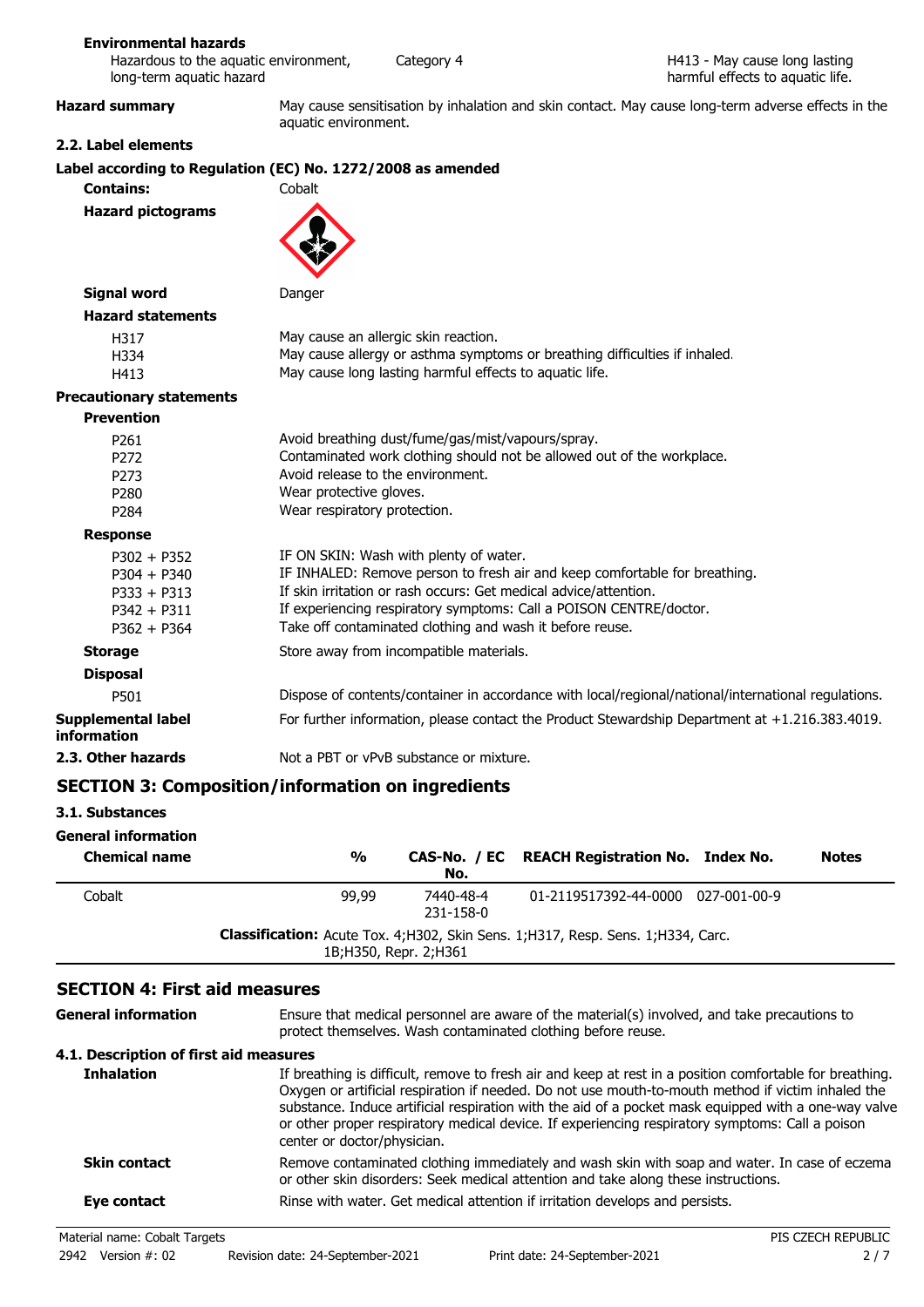**Environmental hazards**

| | | |
|---|---|---|
| Hazardous to the aquatic environment, long-term aquatic hazard | Category 4 | H413 - May cause long lasting harmful effects to aquatic life. |

**Hazard summary** May cause sensitisation by inhalation and skin contact. May cause long-term adverse effects in the aquatic environment.

### 2.2. Label elements

**Label according to Regulation (EC) No. 1272/2008 as amended**

**Contains:** Cobalt

**Hazard pictograms**

**Signal word** Danger

**Hazard statements**

| | |
|---|---|
| H317 | May cause an allergic skin reaction. |
| H334 | May cause allergy or asthma symptoms or breathing difficulties if inhaled. |
| H413 | May cause long lasting harmful effects to aquatic life. |

**Precautionary statements**

**Prevention**

| | |
|---|---|
| P261 | Avoid breathing dust/fume/gas/mist/vapours/spray. |
| P272 | Contaminated work clothing should not be allowed out of the workplace. |
| P273 | Avoid release to the environment. |
| P280 | Wear protective gloves. |
| P284 | Wear respiratory protection. |

**Response**

| | |
|---|---|
| P302 + P352 | IF ON SKIN: Wash with plenty of water. |
| P304 + P340 | IF INHALED: Remove person to fresh air and keep comfortable for breathing. |
| P333 + P313 | If skin irritation or rash occurs: Get medical advice/attention. |
| P342 + P311 | If experiencing respiratory symptoms: Call a POISON CENTRE/doctor. |
| P362 + P364 | Take off contaminated clothing and wash it before reuse. |

**Storage** Store away from incompatible materials.

**Disposal**

| | |
|---|---|
| P501 | Dispose of contents/container in accordance with local/regional/national/international regulations. |

**Supplemental label information** For further information, please contact the Product Stewardship Department at +1.216.383.4019.

**2.3. Other hazards** Not a PBT or vPvB substance or mixture.

## SECTION 3: Composition/information on ingredients

### 3.1. Substances

**General information**

| Chemical name | % | CAS-No. / EC No. | REACH Registration No. | Index No. | Notes |
|---|---|---|---|---|---|
| Cobalt | 99,99 | 7440-48-4 231-158-0 | 01-2119517392-44-0000 | 027-001-00-9 | |
| **Classification:** Acute Tox. 4;H302, Skin Sens. 1;H317, Resp. Sens. 1;H334, Carc. 1B;H350, Repr. 2;H361 | | | | | |

## SECTION 4: First aid measures

**General information** Ensure that medical personnel are aware of the material(s) involved, and take precautions to protect themselves. Wash contaminated clothing before reuse.

### 4.1. Description of first aid measures

**Inhalation** If breathing is difficult, remove to fresh air and keep at rest in a position comfortable for breathing. Oxygen or artificial respiration if needed. Do not use mouth-to-mouth method if victim inhaled the substance. Induce artificial respiration with the aid of a pocket mask equipped with a one-way valve or other proper respiratory medical device. If experiencing respiratory symptoms: Call a poison center or doctor/physician.

**Skin contact** Remove contaminated clothing immediately and wash skin with soap and water. In case of eczema or other skin disorders: Seek medical attention and take along these instructions.

**Eye contact** Rinse with water. Get medical attention if irritation develops and persists.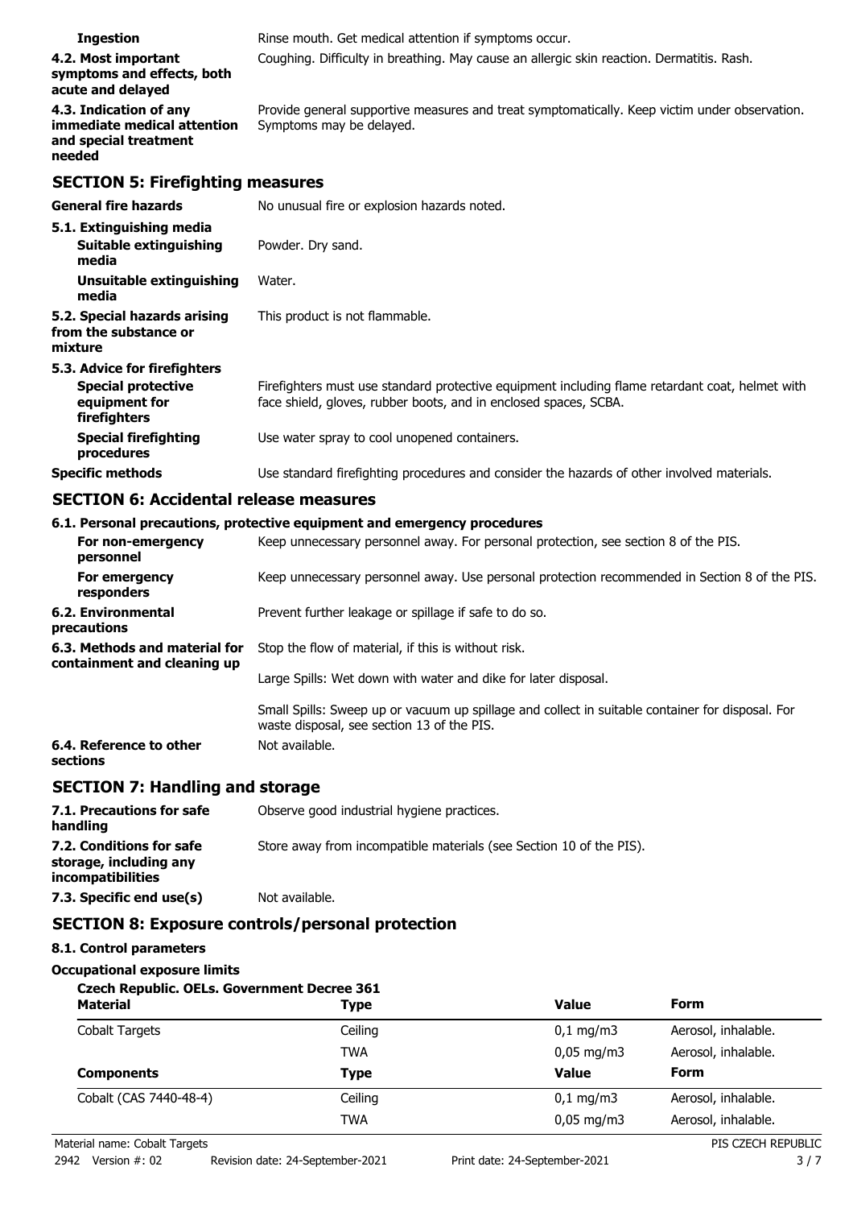**Ingestion** Rinse mouth. Get medical attention if symptoms occur.

**4.2. Most important symptoms and effects, both acute and delayed** Coughing. Difficulty in breathing. May cause an allergic skin reaction. Dermatitis. Rash.

**4.3. Indication of any immediate medical attention and special treatment needed** Provide general supportive measures and treat symptomatically. Keep victim under observation. Symptoms may be delayed.

## SECTION 5: Firefighting measures

**General fire hazards** No unusual fire or explosion hazards noted.

**5.1. Extinguishing media**

**Suitable extinguishing media** Powder. Dry sand.

**Unsuitable extinguishing media** Water.

**5.2. Special hazards arising from the substance or mixture** This product is not flammable.

**5.3. Advice for firefighters**

**Special protective equipment for firefighters** Firefighters must use standard protective equipment including flame retardant coat, helmet with face shield, gloves, rubber boots, and in enclosed spaces, SCBA.

**Special firefighting procedures** Use water spray to cool unopened containers.

**Specific methods** Use standard firefighting procedures and consider the hazards of other involved materials.

## SECTION 6: Accidental release measures

**6.1. Personal precautions, protective equipment and emergency procedures**

**For non-emergency personnel** Keep unnecessary personnel away. For personal protection, see section 8 of the PIS.

**For emergency responders** Keep unnecessary personnel away. Use personal protection recommended in Section 8 of the PIS.

**6.2. Environmental precautions** Prevent further leakage or spillage if safe to do so.

**6.3. Methods and material for containment and cleaning up** Stop the flow of material, if this is without risk.

Large Spills: Wet down with water and dike for later disposal.

Small Spills: Sweep up or vacuum up spillage and collect in suitable container for disposal. For waste disposal, see section 13 of the PIS.

**6.4. Reference to other sections** Not available.

## SECTION 7: Handling and storage

**7.1. Precautions for safe handling** Observe good industrial hygiene practices.

**7.2. Conditions for safe storage, including any incompatibilities** Store away from incompatible materials (see Section 10 of the PIS).

**7.3. Specific end use(s)** Not available.

## SECTION 8: Exposure controls/personal protection

**8.1. Control parameters**

**Occupational exposure limits**

**Czech Republic. OELs. Government Decree 361**

| Material | Type | Value | Form |
|---|---|---|---|
| Cobalt Targets | Ceiling | 0,1 mg/m3 | Aerosol, inhalable. |
| | TWA | 0,05 mg/m3 | Aerosol, inhalable. |
| **Components** | **Type** | **Value** | **Form** |
| Cobalt (CAS 7440-48-4) | Ceiling | 0,1 mg/m3 | Aerosol, inhalable. |
| | TWA | 0,05 mg/m3 | Aerosol, inhalable. |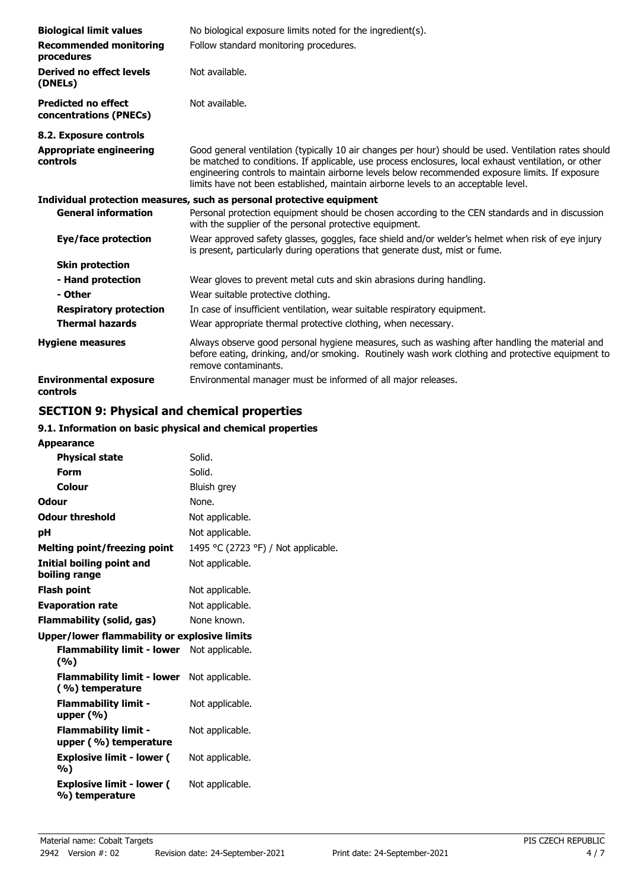| | |
|---|---|
| **Biological limit values** | No biological exposure limits noted for the ingredient(s). |
| **Recommended monitoring procedures** | Follow standard monitoring procedures. |
| **Derived no effect levels (DNELs)** | Not available. |
| **Predicted no effect concentrations (PNECs)** | Not available. |

**8.2. Exposure controls**

| | |
|---|---|
| **Appropriate engineering controls** | Good general ventilation (typically 10 air changes per hour) should be used. Ventilation rates should be matched to conditions. If applicable, use process enclosures, local exhaust ventilation, or other engineering controls to maintain airborne levels below recommended exposure limits. If exposure limits have not been established, maintain airborne levels to an acceptable level. |

**Individual protection measures, such as personal protective equipment**

| | |
|---|---|
| **General information** | Personal protection equipment should be chosen according to the CEN standards and in discussion with the supplier of the personal protective equipment. |
| **Eye/face protection** | Wear approved safety glasses, goggles, face shield and/or welder's helmet when risk of eye injury is present, particularly during operations that generate dust, mist or fume. |
| **Skin protection** | |
| **- Hand protection** | Wear gloves to prevent metal cuts and skin abrasions during handling. |
| **- Other** | Wear suitable protective clothing. |
| **Respiratory protection** | In case of insufficient ventilation, wear suitable respiratory equipment. |
| **Thermal hazards** | Wear appropriate thermal protective clothing, when necessary. |
| **Hygiene measures** | Always observe good personal hygiene measures, such as washing after handling the material and before eating, drinking, and/or smoking. Routinely wash work clothing and protective equipment to remove contaminants. |
| **Environmental exposure controls** | Environmental manager must be informed of all major releases. |

## SECTION 9: Physical and chemical properties

**9.1. Information on basic physical and chemical properties**

| | |
|---|---|
| **Appearance** | |
| **Physical state** | Solid. |
| **Form** | Solid. |
| **Colour** | Bluish grey |
| **Odour** | None. |
| **Odour threshold** | Not applicable. |
| **pH** | Not applicable. |
| **Melting point/freezing point** | 1495 °C (2723 °F) / Not applicable. |
| **Initial boiling point and boiling range** | Not applicable. |
| **Flash point** | Not applicable. |
| **Evaporation rate** | Not applicable. |
| **Flammability (solid, gas)** | None known. |
| **Upper/lower flammability or explosive limits** | |
| **Flammability limit - lower (%)** | Not applicable. |
| **Flammability limit - lower (%) temperature** | Not applicable. |
| **Flammability limit - upper (%)** | Not applicable. |
| **Flammability limit - upper (%) temperature** | Not applicable. |
| **Explosive limit - lower (%)** | Not applicable. |
| **Explosive limit - lower (%) temperature** | Not applicable. |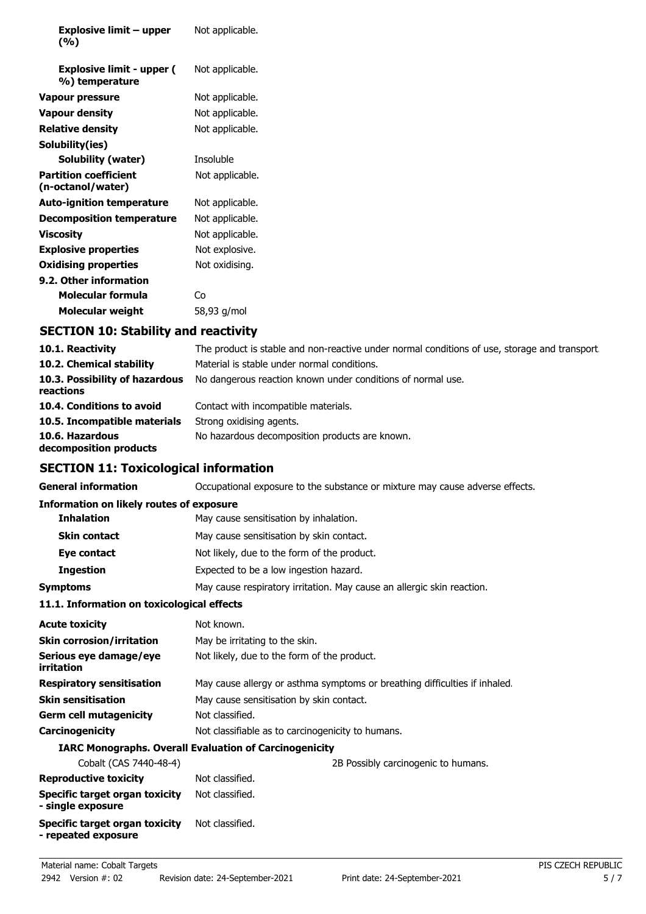| | |
|---|---|
| **Explosive limit – upper (%)** | Not applicable. |
| **Explosive limit - upper ( %) temperature** | Not applicable. |
| **Vapour pressure** | Not applicable. |
| **Vapour density** | Not applicable. |
| **Relative density** | Not applicable. |
| **Solubility(ies)** | |
| **Solubility (water)** | Insoluble |
| **Partition coefficient (n-octanol/water)** | Not applicable. |
| **Auto-ignition temperature** | Not applicable. |
| **Decomposition temperature** | Not applicable. |
| **Viscosity** | Not applicable. |
| **Explosive properties** | Not explosive. |
| **Oxidising properties** | Not oxidising. |
| **9.2. Other information** | |
| **Molecular formula** | Co |
| **Molecular weight** | 58,93 g/mol |

## SECTION 10: Stability and reactivity

| | |
|---|---|
| **10.1. Reactivity** | The product is stable and non-reactive under normal conditions of use, storage and transport. |
| **10.2. Chemical stability** | Material is stable under normal conditions. |
| **10.3. Possibility of hazardous reactions** | No dangerous reaction known under conditions of normal use. |
| **10.4. Conditions to avoid** | Contact with incompatible materials. |
| **10.5. Incompatible materials** | Strong oxidising agents. |
| **10.6. Hazardous decomposition products** | No hazardous decomposition products are known. |

## SECTION 11: Toxicological information

| | |
|---|---|
| **General information** | Occupational exposure to the substance or mixture may cause adverse effects. |
| **Information on likely routes of exposure** | |
| **Inhalation** | May cause sensitisation by inhalation. |
| **Skin contact** | May cause sensitisation by skin contact. |
| **Eye contact** | Not likely, due to the form of the product. |
| **Ingestion** | Expected to be a low ingestion hazard. |
| **Symptoms** | May cause respiratory irritation. May cause an allergic skin reaction. |

### 11.1. Information on toxicological effects

| | |
|---|---|
| **Acute toxicity** | Not known. |
| **Skin corrosion/irritation** | May be irritating to the skin. |
| **Serious eye damage/eye irritation** | Not likely, due to the form of the product. |
| **Respiratory sensitisation** | May cause allergy or asthma symptoms or breathing difficulties if inhaled. |
| **Skin sensitisation** | May cause sensitisation by skin contact. |
| **Germ cell mutagenicity** | Not classified. |
| **Carcinogenicity** | Not classifiable as to carcinogenicity to humans. |
| **IARC Monographs. Overall Evaluation of Carcinogenicity** | |
| Cobalt (CAS 7440-48-4) | 2B Possibly carcinogenic to humans. |
| **Reproductive toxicity** | Not classified. |
| **Specific target organ toxicity - single exposure** | Not classified. |
| **Specific target organ toxicity - repeated exposure** | Not classified. |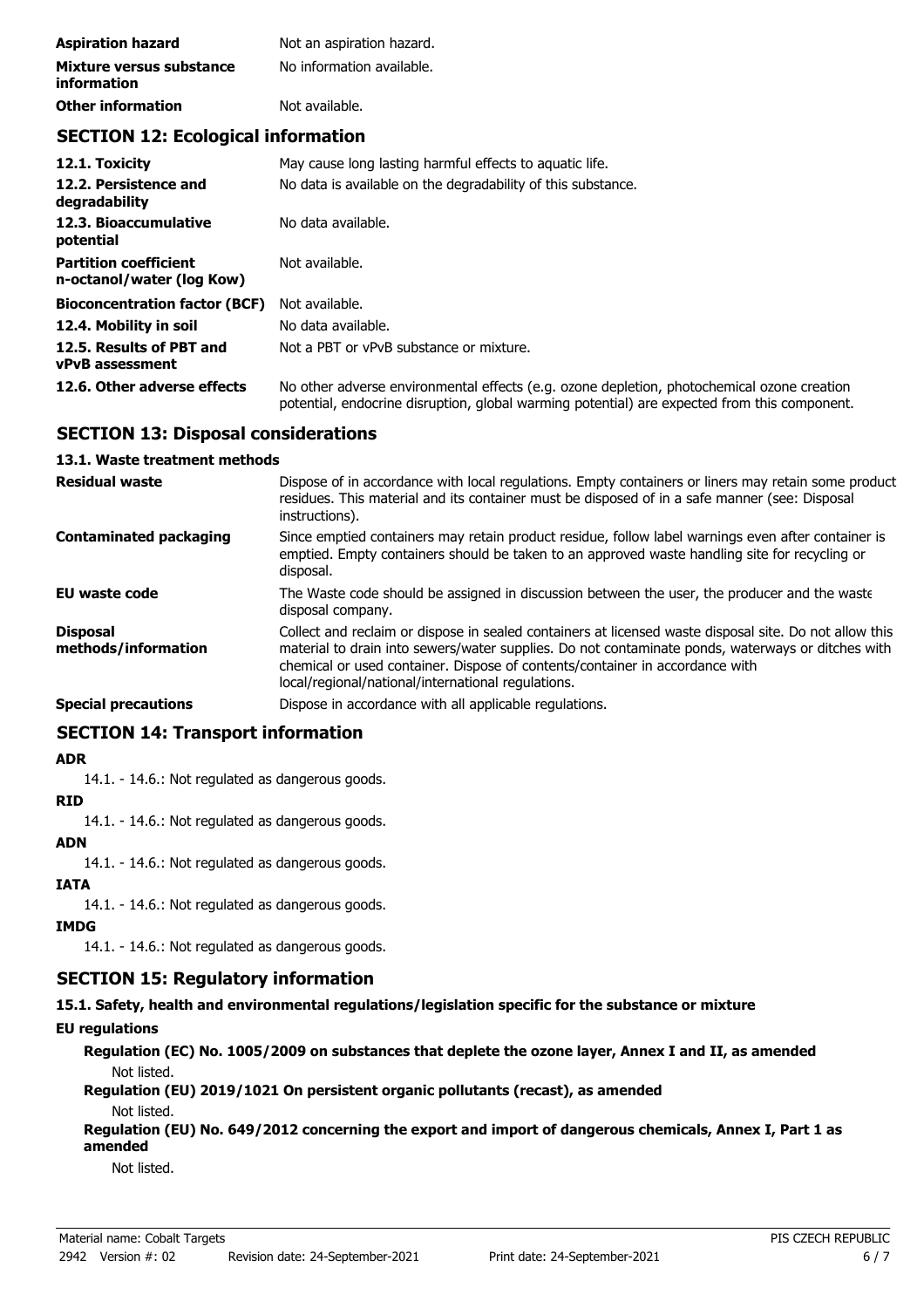| | |
|---|---|
| **Aspiration hazard** | Not an aspiration hazard. |
| **Mixture versus substance information** | No information available. |
| **Other information** | Not available. |

## SECTION 12: Ecological information

| | |
|---|---|
| **12.1. Toxicity** | May cause long lasting harmful effects to aquatic life. |
| **12.2. Persistence and degradability** | No data is available on the degradability of this substance. |
| **12.3. Bioaccumulative potential** | No data available. |
| **Partition coefficient n-octanol/water (log Kow)** | Not available. |
| **Bioconcentration factor (BCF)** | Not available. |
| **12.4. Mobility in soil** | No data available. |
| **12.5. Results of PBT and vPvB assessment** | Not a PBT or vPvB substance or mixture. |
| **12.6. Other adverse effects** | No other adverse environmental effects (e.g. ozone depletion, photochemical ozone creation potential, endocrine disruption, global warming potential) are expected from this component. |

## SECTION 13: Disposal considerations

### 13.1. Waste treatment methods

| | |
|---|---|
| **Residual waste** | Dispose of in accordance with local regulations. Empty containers or liners may retain some product residues. This material and its container must be disposed of in a safe manner (see: Disposal instructions). |
| **Contaminated packaging** | Since emptied containers may retain product residue, follow label warnings even after container is emptied. Empty containers should be taken to an approved waste handling site for recycling or disposal. |
| **EU waste code** | The Waste code should be assigned in discussion between the user, the producer and the waste disposal company. |
| **Disposal methods/information** | Collect and reclaim or dispose in sealed containers at licensed waste disposal site. Do not allow this material to drain into sewers/water supplies. Do not contaminate ponds, waterways or ditches with chemical or used container. Dispose of contents/container in accordance with local/regional/national/international regulations. |
| **Special precautions** | Dispose in accordance with all applicable regulations. |

## SECTION 14: Transport information

**ADR**

14.1. - 14.6.: Not regulated as dangerous goods.

**RID**

14.1. - 14.6.: Not regulated as dangerous goods.

**ADN**

14.1. - 14.6.: Not regulated as dangerous goods.

**IATA**

14.1. - 14.6.: Not regulated as dangerous goods.

**IMDG**

14.1. - 14.6.: Not regulated as dangerous goods.

## SECTION 15: Regulatory information

### 15.1. Safety, health and environmental regulations/legislation specific for the substance or mixture

**EU regulations**

**Regulation (EC) No. 1005/2009 on substances that deplete the ozone layer, Annex I and II, as amended**

Not listed.

**Regulation (EU) 2019/1021 On persistent organic pollutants (recast), as amended**

Not listed.

**Regulation (EU) No. 649/2012 concerning the export and import of dangerous chemicals, Annex I, Part 1 as amended**

Not listed.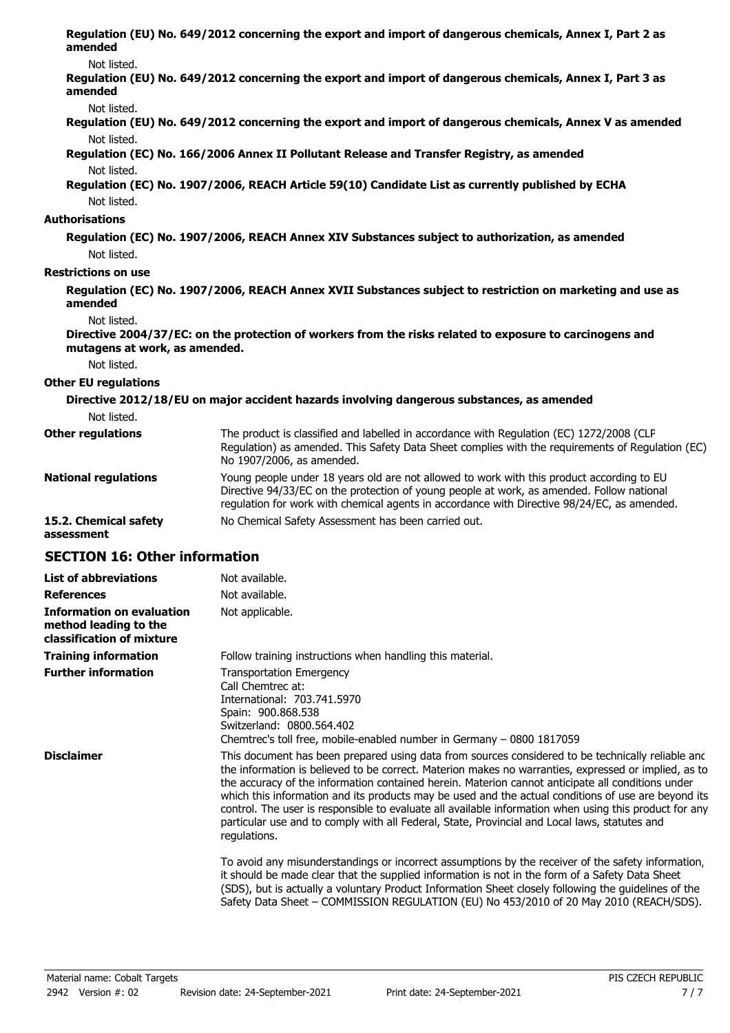**Regulation (EU) No. 649/2012 concerning the export and import of dangerous chemicals, Annex I, Part 2 as amended**

Not listed.

**Regulation (EU) No. 649/2012 concerning the export and import of dangerous chemicals, Annex I, Part 3 as amended**

Not listed.

**Regulation (EU) No. 649/2012 concerning the export and import of dangerous chemicals, Annex V as amended**

Not listed.

**Regulation (EC) No. 166/2006 Annex II Pollutant Release and Transfer Registry, as amended**

Not listed.

**Regulation (EC) No. 1907/2006, REACH Article 59(10) Candidate List as currently published by ECHA**

Not listed.

**Authorisations**

**Regulation (EC) No. 1907/2006, REACH Annex XIV Substances subject to authorization, as amended**

Not listed.

**Restrictions on use**

**Regulation (EC) No. 1907/2006, REACH Annex XVII Substances subject to restriction on marketing and use as amended**

Not listed.

**Directive 2004/37/EC: on the protection of workers from the risks related to exposure to carcinogens and mutagens at work, as amended.**

Not listed.

**Other EU regulations**

**Directive 2012/18/EU on major accident hazards involving dangerous substances, as amended**

Not listed.

**Other regulations**

The product is classified and labelled in accordance with Regulation (EC) 1272/2008 (CLP Regulation) as amended. This Safety Data Sheet complies with the requirements of Regulation (EC) No 1907/2006, as amended.

**National regulations**

Young people under 18 years old are not allowed to work with this product according to EU Directive 94/33/EC on the protection of young people at work, as amended. Follow national regulation for work with chemical agents in accordance with Directive 98/24/EC, as amended.

**15.2. Chemical safety assessment**

No Chemical Safety Assessment has been carried out.

## SECTION 16: Other information

**List of abbreviations**

Not available.

**References**

Not available.

**Information on evaluation method leading to the classification of mixture**

Not applicable.

**Training information**

Follow training instructions when handling this material.

**Further information**

Transportation Emergency
Call Chemtrec at:
International: 703.741.5970
Spain: 900.868.538
Switzerland: 0800.564.402
Chemtrec's toll free, mobile-enabled number in Germany – 0800 1817059

**Disclaimer**

This document has been prepared using data from sources considered to be technically reliable and the information is believed to be correct. Materion makes no warranties, expressed or implied, as to the accuracy of the information contained herein. Materion cannot anticipate all conditions under which this information and its products may be used and the actual conditions of use are beyond its control. The user is responsible to evaluate all available information when using this product for any particular use and to comply with all Federal, State, Provincial and Local laws, statutes and regulations.

To avoid any misunderstandings or incorrect assumptions by the receiver of the safety information, it should be made clear that the supplied information is not in the form of a Safety Data Sheet (SDS), but is actually a voluntary Product Information Sheet closely following the guidelines of the Safety Data Sheet – COMMISSION REGULATION (EU) No 453/2010 of 20 May 2010 (REACH/SDS).